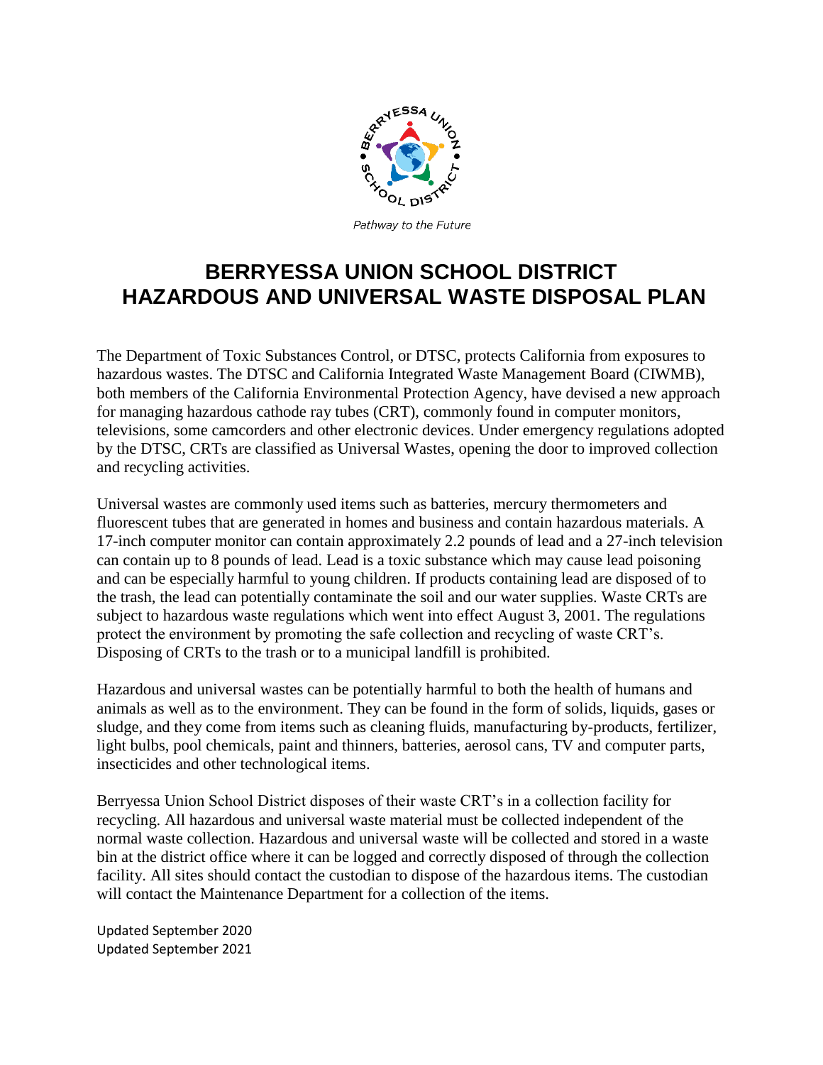Pathway to the Future

# BERRYESSA UNION SCHOOL DISTRICT HAZARDOUS AND UNIVERSAL WASTE DISPOSAL PLAN

The Department of Toxic Substances Control, or DTSC, protects California from exposures to hazardous wastes. The DTSC and California Integrated Waste Management Board (CIWMB), both members of the California Environmental Protection Agency, have devised a new approach for managing hazardous cathode ray tubes (CRT), commonly found in computer monitors, televisions, some camcorders and other electronic devices. Under emergency regulations adopted by the DTSC, CRTs are classified as Universal Wastes, opening the door to improved collection and recycling activities.

Universal wastes are commonly used items such as batteries, mercury thermometers and fluorescent tubes that are generated in homes and business and contain hazardous materials. A 17-inch computer monitor can contain approximately 2.2 pounds of lead and a 27-inch television can contain up to 8 pounds of lead. Lead is a toxic substance which may cause lead poisoning and can be especially harmful to young children. If products containing lead are disposed of to the trash, the lead can potentially contaminate the soil and our water supplies. Waste CRTs are subject to hazardous waste regulations which went into effect August 3, 2001. The regulations protect the environment by promoting the safe collection and recycling of waste CRT's. Disposing of CRTs to the trash or to a municipal landfill is prohibited.

Hazardous and universal wastes can be potentially harmful to both the health of humans and animals as well as to the environment. They can be found in the form of solids, liquids, gases or sludge, and they come from items such as cleaning fluids, manufacturing by-products, fertilizer, light bulbs, pool chemicals, paint and thinners, batteries, aerosol cans, TV and computer parts, insecticides and other technological items.

Berryessa Union School District disposes of their waste CRT's in a collection facility for recycling. All hazardous and universal waste material must be collected independent of the normal waste collection. Hazardous and universal waste will be collected and stored in a waste bin at the district office where it can be logged and correctly disposed of through the collection facility. All sites should contact the custodian to dispose of the hazardous items. The custodian will contact the Maintenance Department for a collection of the items.

Updated September 2020
Updated September 2021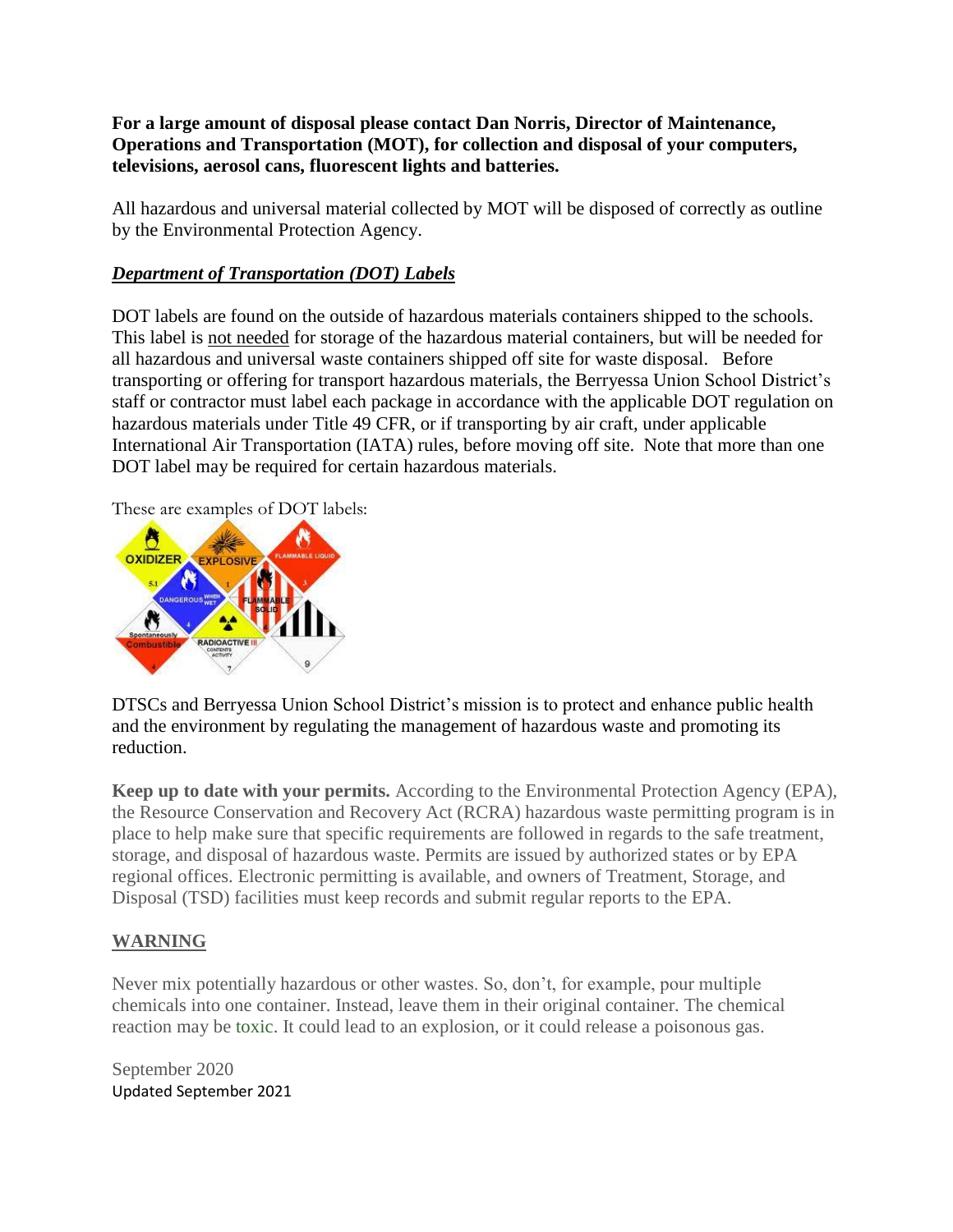**For a large amount of disposal please contact Dan Norris, Director of Maintenance, Operations and Transportation (MOT), for collection and disposal of your computers, televisions, aerosol cans, fluorescent lights and batteries.**

All hazardous and universal material collected by MOT will be disposed of correctly as outline by the Environmental Protection Agency.

## ***Department of Transportation (DOT) Labels***

DOT labels are found on the outside of hazardous materials containers shipped to the schools. This label is not needed for storage of the hazardous material containers, but will be needed for all hazardous and universal waste containers shipped off site for waste disposal. Before transporting or offering for transport hazardous materials, the Berryessa Union School District's staff or contractor must label each package in accordance with the applicable DOT regulation on hazardous materials under Title 49 CFR, or if transporting by air craft, under applicable International Air Transportation (IATA) rules, before moving off site. Note that more than one DOT label may be required for certain hazardous materials.

These are examples of DOT labels:

OXIDIZER 5.1
EXPLOSIVE 1
FLAMMABLE LIQUID 3
DANGEROUS WHEN WET 4
FLAMMABLE SOLID 4
Spontaneously Combustible 4
RADIOACTIVE III CONTENTS ACTIVITY 7
9

DTSCs and Berryessa Union School District's mission is to protect and enhance public health and the environment by regulating the management of hazardous waste and promoting its reduction.

**Keep up to date with your permits.** According to the Environmental Protection Agency (EPA), the Resource Conservation and Recovery Act (RCRA) hazardous waste permitting program is in place to help make sure that specific requirements are followed in regards to the safe treatment, storage, and disposal of hazardous waste. Permits are issued by authorized states or by EPA regional offices. Electronic permitting is available, and owners of Treatment, Storage, and Disposal (TSD) facilities must keep records and submit regular reports to the EPA.

## **WARNING**

Never mix potentially hazardous or other wastes. So, don't, for example, pour multiple chemicals into one container. Instead, leave them in their original container. The chemical reaction may be toxic. It could lead to an explosion, or it could release a poisonous gas.

September 2020
Updated September 2021